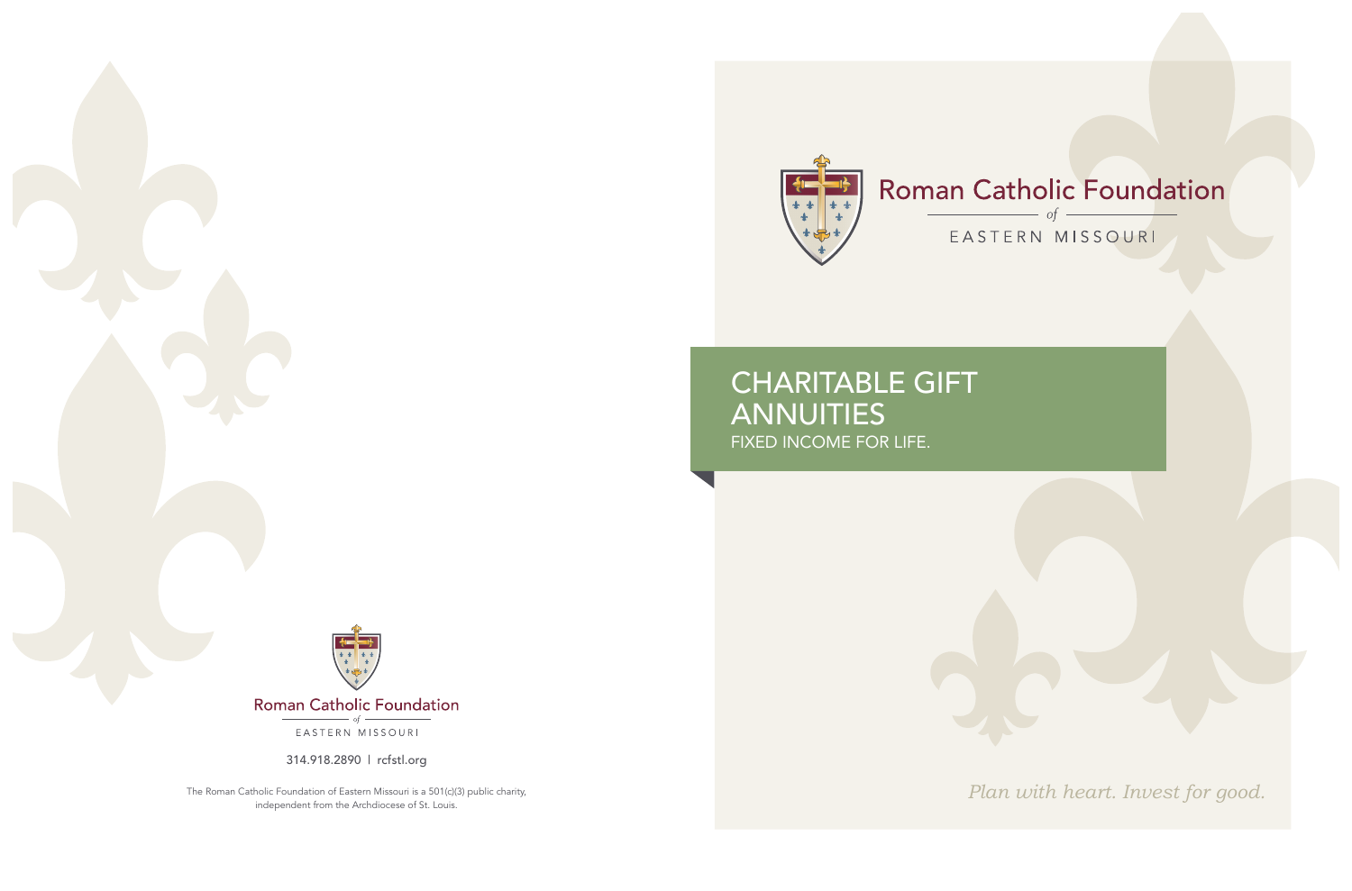# CHARITABLE GIFT ANNUITIES

FIXED INCOME FOR LIFE.

Roman Catholic Foundation *of* EASTERN MISSOURI

*Plan with heart. Invest for good.*

Roman Catholic Foundation *of* EASTERN MISSOURI

314.918.2890 | rcfstl.org

The Roman Catholic Foundation of Eastern Missouri is a 501(c)(3) public charity, independent from the Archdiocese of St. Louis.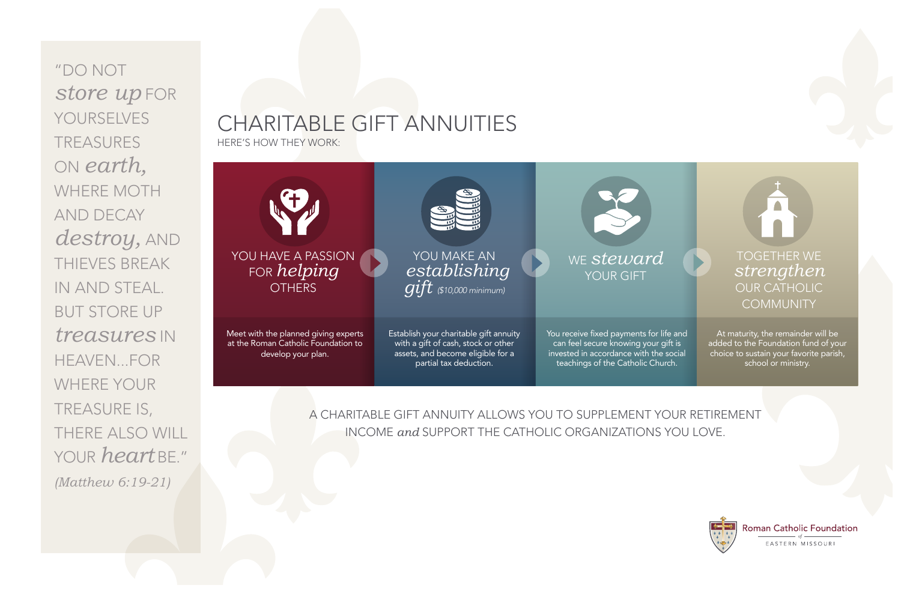> "DO NOT *store up* FOR YOURSELVES TREASURES ON *earth,* WHERE MOTH AND DECAY *destroy,* AND THIEVES BREAK IN AND STEAL. BUT STORE UP *treasures* IN HEAVEN...FOR WHERE YOUR TREASURE IS, THERE ALSO WILL YOUR *heart* BE."
>
> *(Matthew 6:19-21)*

# CHARITABLE GIFT ANNUITIES

HERE'S HOW THEY WORK:

### YOU HAVE A PASSION FOR *helping* OTHERS

Meet with the planned giving experts at the Roman Catholic Foundation to develop your plan.

### YOU MAKE AN *establishing gift* *($10,000 minimum)*

Establish your charitable gift annuity with a gift of cash, stock or other assets, and become eligible for a partial tax deduction.

### WE *steward* YOUR GIFT

You receive fixed payments for life and can feel secure knowing your gift is invested in accordance with the social teachings of the Catholic Church.

### TOGETHER WE *strengthen* OUR CATHOLIC COMMUNITY

At maturity, the remainder will be added to the Foundation fund of your choice to sustain your favorite parish, school or ministry.

A CHARITABLE GIFT ANNUITY ALLOWS YOU TO SUPPLEMENT YOUR RETIREMENT INCOME *and* SUPPORT THE CATHOLIC ORGANIZATIONS YOU LOVE.

Roman Catholic Foundation *of* EASTERN MISSOURI